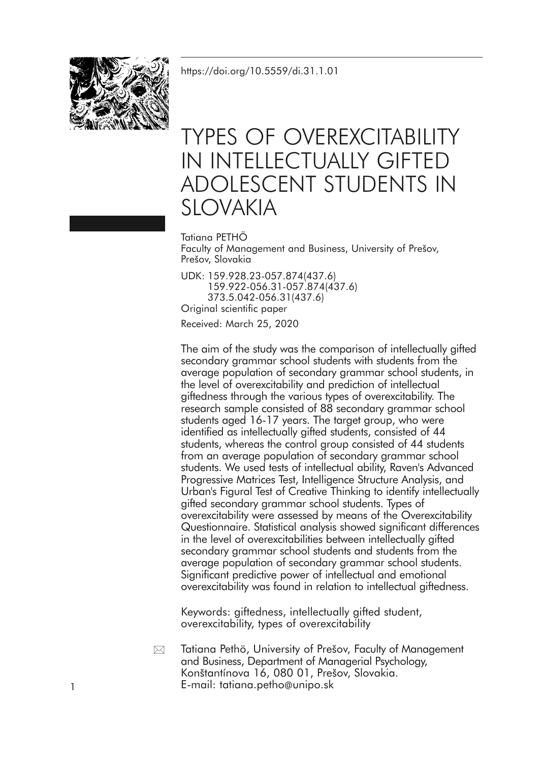https://doi.org/10.5559/di.31.1.01

# TYPES OF OVEREXCITABILITY IN INTELLECTUALLY GIFTED ADOLESCENT STUDENTS IN SLOVAKIA

Tatiana PETHÖ
Faculty of Management and Business, University of Prešov, Prešov, Slovakia

UDK: 159.928.23-057.874(437.6)
159.922-056.31-057.874(437.6)
373.5.042-056.31(437.6)
Original scientific paper
Received: March 25, 2020

The aim of the study was the comparison of intellectually gifted secondary grammar school students with students from the average population of secondary grammar school students, in the level of overexcitability and prediction of intellectual giftedness through the various types of overexcitability. The research sample consisted of 88 secondary grammar school students aged 16-17 years. The target group, who were identified as intellectually gifted students, consisted of 44 students, whereas the control group consisted of 44 students from an average population of secondary grammar school students. We used tests of intellectual ability, Raven's Advanced Progressive Matrices Test, Intelligence Structure Analysis, and Urban's Figural Test of Creative Thinking to identify intellectually gifted secondary grammar school students. Types of overexcitability were assessed by means of the Overexcitability Questionnaire. Statistical analysis showed significant differences in the level of overexcitabilities between intellectually gifted secondary grammar school students and students from the average population of secondary grammar school students. Significant predictive power of intellectual and emotional overexcitability was found in relation to intellectual giftedness.

Keywords: giftedness, intellectually gifted student, overexcitability, types of overexcitability

Tatiana Pethö, University of Prešov, Faculty of Management and Business, Department of Managerial Psychology, Konštantínova 16, 080 01, Prešov, Slovakia.
E-mail: tatiana.petho@unipo.sk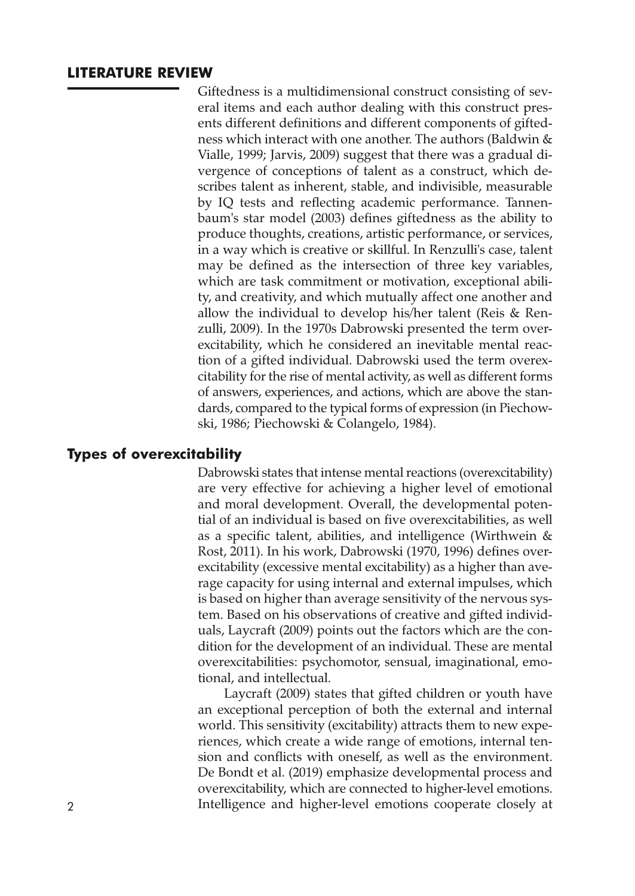## LITERATURE REVIEW

Giftedness is a multidimensional construct consisting of several items and each author dealing with this construct presents different definitions and different components of giftedness which interact with one another. The authors (Baldwin & Vialle, 1999; Jarvis, 2009) suggest that there was a gradual divergence of conceptions of talent as a construct, which describes talent as inherent, stable, and indivisible, measurable by IQ tests and reflecting academic performance. Tannenbaum's star model (2003) defines giftedness as the ability to produce thoughts, creations, artistic performance, or services, in a way which is creative or skillful. In Renzulli's case, talent may be defined as the intersection of three key variables, which are task commitment or motivation, exceptional ability, and creativity, and which mutually affect one another and allow the individual to develop his/her talent (Reis & Renzulli, 2009). In the 1970s Dabrowski presented the term overexcitability, which he considered an inevitable mental reaction of a gifted individual. Dabrowski used the term overexcitability for the rise of mental activity, as well as different forms of answers, experiences, and actions, which are above the standards, compared to the typical forms of expression (in Piechowski, 1986; Piechowski & Colangelo, 1984).

### Types of overexcitability

Dabrowski states that intense mental reactions (overexcitability) are very effective for achieving a higher level of emotional and moral development. Overall, the developmental potential of an individual is based on five overexcitabilities, as well as a specific talent, abilities, and intelligence (Wirthwein & Rost, 2011). In his work, Dabrowski (1970, 1996) defines overexcitability (excessive mental excitability) as a higher than average capacity for using internal and external impulses, which is based on higher than average sensitivity of the nervous system. Based on his observations of creative and gifted individuals, Laycraft (2009) points out the factors which are the condition for the development of an individual. These are mental overexcitabilities: psychomotor, sensual, imaginational, emotional, and intellectual.

Laycraft (2009) states that gifted children or youth have an exceptional perception of both the external and internal world. This sensitivity (excitability) attracts them to new experiences, which create a wide range of emotions, internal tension and conflicts with oneself, as well as the environment. De Bondt et al. (2019) emphasize developmental process and overexcitability, which are connected to higher-level emotions. Intelligence and higher-level emotions cooperate closely at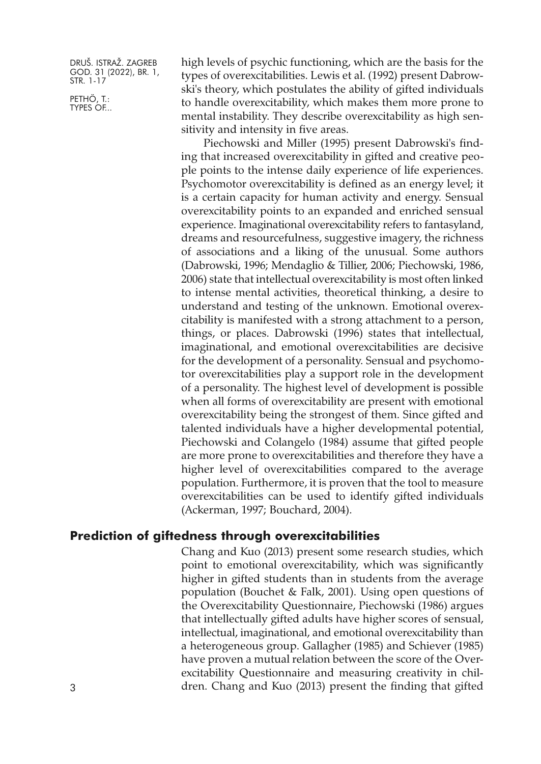high levels of psychic functioning, which are the basis for the types of overexcitabilities. Lewis et al. (1992) present Dabrowski's theory, which postulates the ability of gifted individuals to handle overexcitability, which makes them more prone to mental instability. They describe overexcitability as high sensitivity and intensity in five areas.

Piechowski and Miller (1995) present Dabrowski's finding that increased overexcitability in gifted and creative people points to the intense daily experience of life experiences. Psychomotor overexcitability is defined as an energy level; it is a certain capacity for human activity and energy. Sensual overexcitability points to an expanded and enriched sensual experience. Imaginational overexcitability refers to fantasyland, dreams and resourcefulness, suggestive imagery, the richness of associations and a liking of the unusual. Some authors (Dabrowski, 1996; Mendaglio & Tillier, 2006; Piechowski, 1986, 2006) state that intellectual overexcitability is most often linked to intense mental activities, theoretical thinking, a desire to understand and testing of the unknown. Emotional overexcitability is manifested with a strong attachment to a person, things, or places. Dabrowski (1996) states that intellectual, imaginational, and emotional overexcitabilities are decisive for the development of a personality. Sensual and psychomotor overexcitabilities play a support role in the development of a personality. The highest level of development is possible when all forms of overexcitability are present with emotional overexcitability being the strongest of them. Since gifted and talented individuals have a higher developmental potential, Piechowski and Colangelo (1984) assume that gifted people are more prone to overexcitabilities and therefore they have a higher level of overexcitabilities compared to the average population. Furthermore, it is proven that the tool to measure overexcitabilities can be used to identify gifted individuals (Ackerman, 1997; Bouchard, 2004).

## Prediction of giftedness through overexcitabilities

Chang and Kuo (2013) present some research studies, which point to emotional overexcitability, which was significantly higher in gifted students than in students from the average population (Bouchet & Falk, 2001). Using open questions of the Overexcitability Questionnaire, Piechowski (1986) argues that intellectually gifted adults have higher scores of sensual, intellectual, imaginational, and emotional overexcitability than a heterogeneous group. Gallagher (1985) and Schiever (1985) have proven a mutual relation between the score of the Overexcitability Questionnaire and measuring creativity in children. Chang and Kuo (2013) present the finding that gifted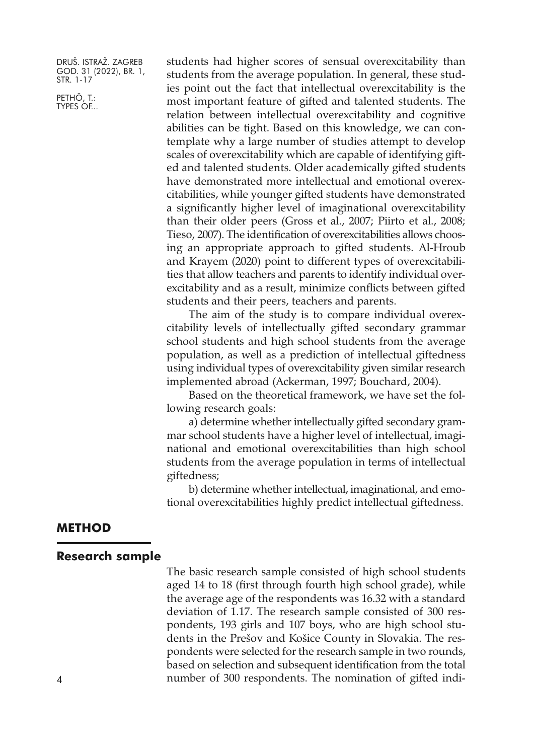students had higher scores of sensual overexcitability than students from the average population. In general, these studies point out the fact that intellectual overexcitability is the most important feature of gifted and talented students. The relation between intellectual overexcitability and cognitive abilities can be tight. Based on this knowledge, we can contemplate why a large number of studies attempt to develop scales of overexcitability which are capable of identifying gifted and talented students. Older academically gifted students have demonstrated more intellectual and emotional overexcitabilities, while younger gifted students have demonstrated a significantly higher level of imaginational overexcitability than their older peers (Gross et al., 2007; Piirto et al., 2008; Tieso, 2007). The identification of overexcitabilities allows choosing an appropriate approach to gifted students. Al-Hroub and Krayem (2020) point to different types of overexcitabilities that allow teachers and parents to identify individual overexcitability and as a result, minimize conflicts between gifted students and their peers, teachers and parents.

The aim of the study is to compare individual overexcitability levels of intellectually gifted secondary grammar school students and high school students from the average population, as well as a prediction of intellectual giftedness using individual types of overexcitability given similar research implemented abroad (Ackerman, 1997; Bouchard, 2004).

Based on the theoretical framework, we have set the following research goals:

a) determine whether intellectually gifted secondary grammar school students have a higher level of intellectual, imaginational and emotional overexcitabilities than high school students from the average population in terms of intellectual giftedness;

b) determine whether intellectual, imaginational, and emotional overexcitabilities highly predict intellectual giftedness.

## METHOD

### Research sample

The basic research sample consisted of high school students aged 14 to 18 (first through fourth high school grade), while the average age of the respondents was 16.32 with a standard deviation of 1.17. The research sample consisted of 300 respondents, 193 girls and 107 boys, who are high school students in the Prešov and Košice County in Slovakia. The respondents were selected for the research sample in two rounds, based on selection and subsequent identification from the total number of 300 respondents. The nomination of gifted indi-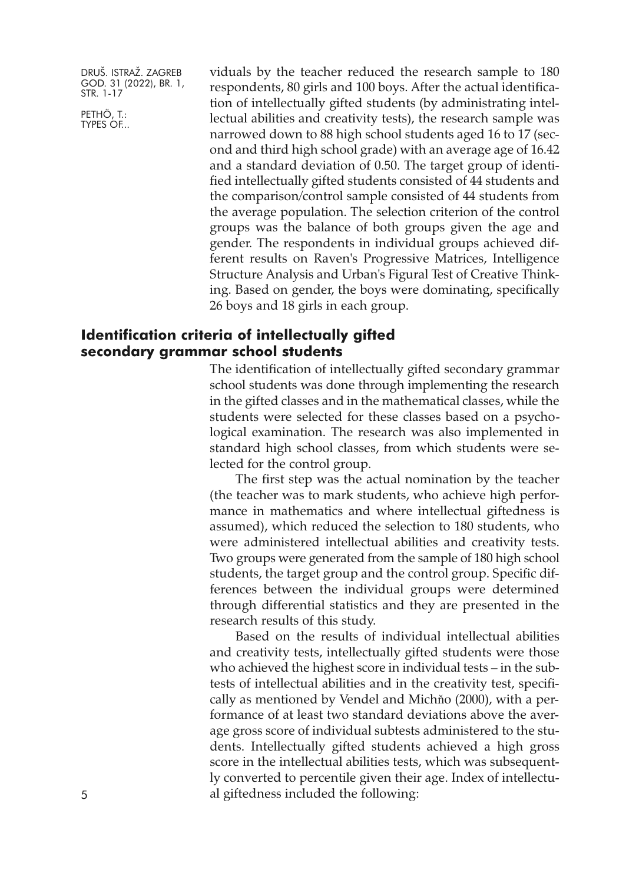viduals by the teacher reduced the research sample to 180 respondents, 80 girls and 100 boys. After the actual identification of intellectually gifted students (by administrating intellectual abilities and creativity tests), the research sample was narrowed down to 88 high school students aged 16 to 17 (second and third high school grade) with an average age of 16.42 and a standard deviation of 0.50. The target group of identified intellectually gifted students consisted of 44 students and the comparison/control sample consisted of 44 students from the average population. The selection criterion of the control groups was the balance of both groups given the age and gender. The respondents in individual groups achieved different results on Raven's Progressive Matrices, Intelligence Structure Analysis and Urban's Figural Test of Creative Thinking. Based on gender, the boys were dominating, specifically 26 boys and 18 girls in each group.

## Identification criteria of intellectually gifted secondary grammar school students

The identification of intellectually gifted secondary grammar school students was done through implementing the research in the gifted classes and in the mathematical classes, while the students were selected for these classes based on a psychological examination. The research was also implemented in standard high school classes, from which students were selected for the control group.

The first step was the actual nomination by the teacher (the teacher was to mark students, who achieve high performance in mathematics and where intellectual giftedness is assumed), which reduced the selection to 180 students, who were administered intellectual abilities and creativity tests. Two groups were generated from the sample of 180 high school students, the target group and the control group. Specific differences between the individual groups were determined through differential statistics and they are presented in the research results of this study.

Based on the results of individual intellectual abilities and creativity tests, intellectually gifted students were those who achieved the highest score in individual tests – in the subtests of intellectual abilities and in the creativity test, specifically as mentioned by Vendel and Michňo (2000), with a performance of at least two standard deviations above the average gross score of individual subtests administered to the students. Intellectually gifted students achieved a high gross score in the intellectual abilities tests, which was subsequently converted to percentile given their age. Index of intellectual giftedness included the following: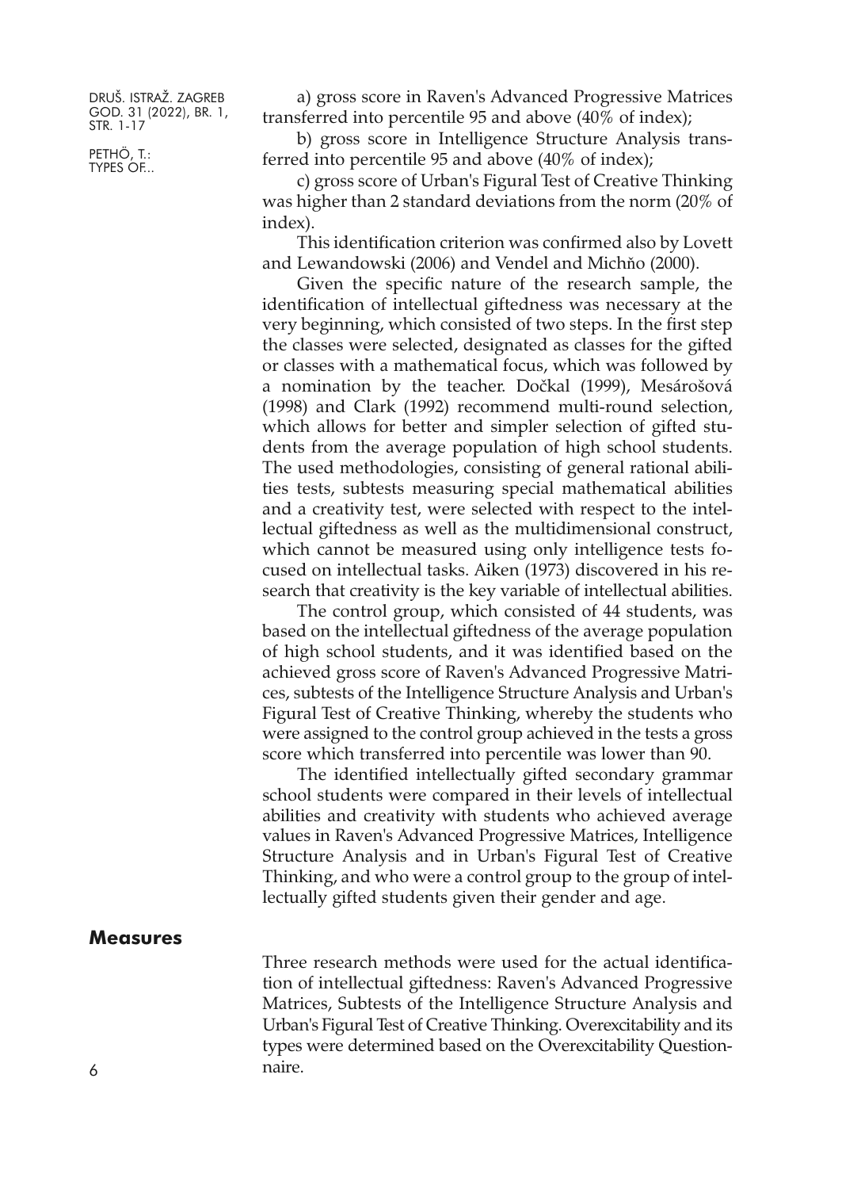a) gross score in Raven's Advanced Progressive Matrices transferred into percentile 95 and above (40% of index);

b) gross score in Intelligence Structure Analysis transferred into percentile 95 and above (40% of index);

c) gross score of Urban's Figural Test of Creative Thinking was higher than 2 standard deviations from the norm (20% of index).

This identification criterion was confirmed also by Lovett and Lewandowski (2006) and Vendel and Michňo (2000).

Given the specific nature of the research sample, the identification of intellectual giftedness was necessary at the very beginning, which consisted of two steps. In the first step the classes were selected, designated as classes for the gifted or classes with a mathematical focus, which was followed by a nomination by the teacher. Dočkal (1999), Mesárošová (1998) and Clark (1992) recommend multi-round selection, which allows for better and simpler selection of gifted students from the average population of high school students. The used methodologies, consisting of general rational abilities tests, subtests measuring special mathematical abilities and a creativity test, were selected with respect to the intellectual giftedness as well as the multidimensional construct, which cannot be measured using only intelligence tests focused on intellectual tasks. Aiken (1973) discovered in his research that creativity is the key variable of intellectual abilities.

The control group, which consisted of 44 students, was based on the intellectual giftedness of the average population of high school students, and it was identified based on the achieved gross score of Raven's Advanced Progressive Matrices, subtests of the Intelligence Structure Analysis and Urban's Figural Test of Creative Thinking, whereby the students who were assigned to the control group achieved in the tests a gross score which transferred into percentile was lower than 90.

The identified intellectually gifted secondary grammar school students were compared in their levels of intellectual abilities and creativity with students who achieved average values in Raven's Advanced Progressive Matrices, Intelligence Structure Analysis and in Urban's Figural Test of Creative Thinking, and who were a control group to the group of intellectually gifted students given their gender and age.

## Measures

Three research methods were used for the actual identification of intellectual giftedness: Raven's Advanced Progressive Matrices, Subtests of the Intelligence Structure Analysis and Urban's Figural Test of Creative Thinking. Overexcitability and its types were determined based on the Overexcitability Questionnaire.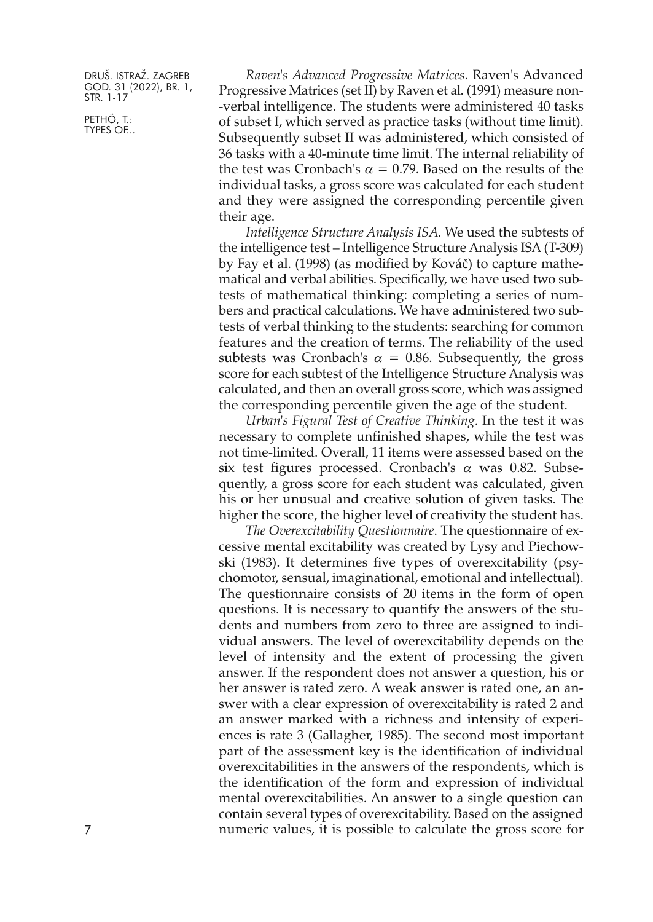*Raven's Advanced Progressive Matrices*. Raven's Advanced Progressive Matrices (set II) by Raven et al. (1991) measure non-verbal intelligence. The students were administered 40 tasks of subset I, which served as practice tasks (without time limit). Subsequently subset II was administered, which consisted of 36 tasks with a 40-minute time limit. The internal reliability of the test was Cronbach's $\alpha = 0.79$. Based on the results of the individual tasks, a gross score was calculated for each student and they were assigned the corresponding percentile given their age.

*Intelligence Structure Analysis ISA.* We used the subtests of the intelligence test – Intelligence Structure Analysis ISA (T-309) by Fay et al. (1998) (as modified by Kováč) to capture mathematical and verbal abilities. Specifically, we have used two subtests of mathematical thinking: completing a series of numbers and practical calculations. We have administered two subtests of verbal thinking to the students: searching for common features and the creation of terms. The reliability of the used subtests was Cronbach's $\alpha = 0.86$. Subsequently, the gross score for each subtest of the Intelligence Structure Analysis was calculated, and then an overall gross score, which was assigned the corresponding percentile given the age of the student.

*Urban's Figural Test of Creative Thinking*. In the test it was necessary to complete unfinished shapes, while the test was not time-limited. Overall, 11 items were assessed based on the six test figures processed. Cronbach's $\alpha$ was 0.82. Subsequently, a gross score for each student was calculated, given his or her unusual and creative solution of given tasks. The higher the score, the higher level of creativity the student has.

*The Overexcitability Questionnaire*. The questionnaire of excessive mental excitability was created by Lysy and Piechowski (1983). It determines five types of overexcitability (psychomotor, sensual, imaginational, emotional and intellectual). The questionnaire consists of 20 items in the form of open questions. It is necessary to quantify the answers of the students and numbers from zero to three are assigned to individual answers. The level of overexcitability depends on the level of intensity and the extent of processing the given answer. If the respondent does not answer a question, his or her answer is rated zero. A weak answer is rated one, an answer with a clear expression of overexcitability is rated 2 and an answer marked with a richness and intensity of experiences is rate 3 (Gallagher, 1985). The second most important part of the assessment key is the identification of individual overexcitabilities in the answers of the respondents, which is the identification of the form and expression of individual mental overexcitabilities. An answer to a single question can contain several types of overexcitability. Based on the assigned numeric values, it is possible to calculate the gross score for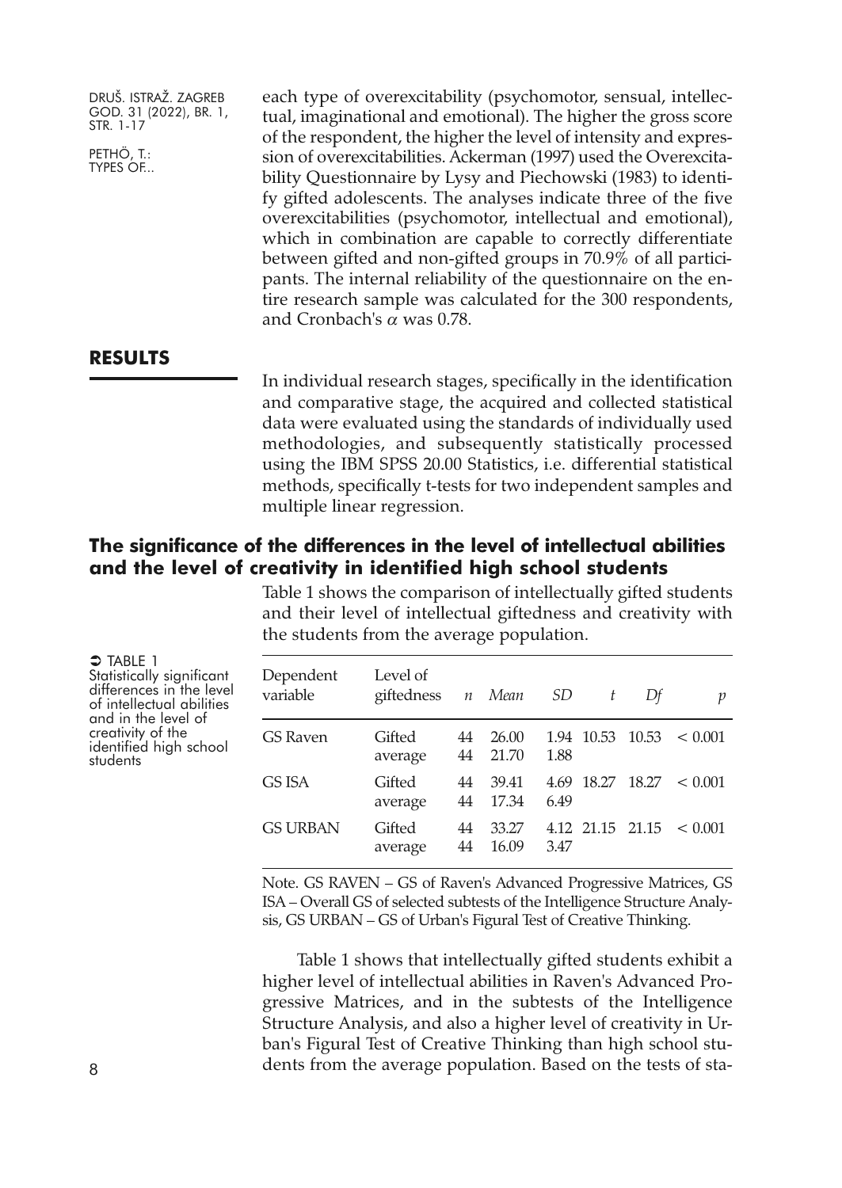each type of overexcitability (psychomotor, sensual, intellectual, imaginational and emotional). The higher the gross score of the respondent, the higher the level of intensity and expression of overexcitabilities. Ackerman (1997) used the Overexcitability Questionnaire by Lysy and Piechowski (1983) to identify gifted adolescents. The analyses indicate three of the five overexcitabilities (psychomotor, intellectual and emotional), which in combination are capable to correctly differentiate between gifted and non-gifted groups in 70.9% of all participants. The internal reliability of the questionnaire on the entire research sample was calculated for the 300 respondents, and Cronbach's $\alpha$ was 0.78.

## RESULTS

In individual research stages, specifically in the identification and comparative stage, the acquired and collected statistical data were evaluated using the standards of individually used methodologies, and subsequently statistically processed using the IBM SPSS 20.00 Statistics, i.e. differential statistical methods, specifically t-tests for two independent samples and multiple linear regression.

### The significance of the differences in the level of intellectual abilities and the level of creativity in identified high school students

Table 1 shows the comparison of intellectually gifted students and their level of intellectual giftedness and creativity with the students from the average population.

TABLE 1
Statistically significant differences in the level of intellectual abilities and in the level of creativity of the identified high school students

| Dependent variable | Level of giftedness | *n* | *Mean* | *SD* | *t* | *Df* | *p* |
|---|---|---|---|---|---|---|---|
| GS Raven | Gifted | 44 | 26.00 | 1.94 | 10.53 | 10.53 | < 0.001 |
| | average | 44 | 21.70 | 1.88 | | | |
| GS ISA | Gifted | 44 | 39.41 | 4.69 | 18.27 | 18.27 | < 0.001 |
| | average | 44 | 17.34 | 6.49 | | | |
| GS URBAN | Gifted | 44 | 33.27 | 4.12 | 21.15 | 21.15 | < 0.001 |
| | average | 44 | 16.09 | 3.47 | | | |

Note. GS RAVEN – GS of Raven's Advanced Progressive Matrices, GS ISA – Overall GS of selected subtests of the Intelligence Structure Analysis, GS URBAN – GS of Urban's Figural Test of Creative Thinking.

Table 1 shows that intellectually gifted students exhibit a higher level of intellectual abilities in Raven's Advanced Progressive Matrices, and in the subtests of the Intelligence Structure Analysis, and also a higher level of creativity in Urban's Figural Test of Creative Thinking than high school students from the average population. Based on the tests of sta-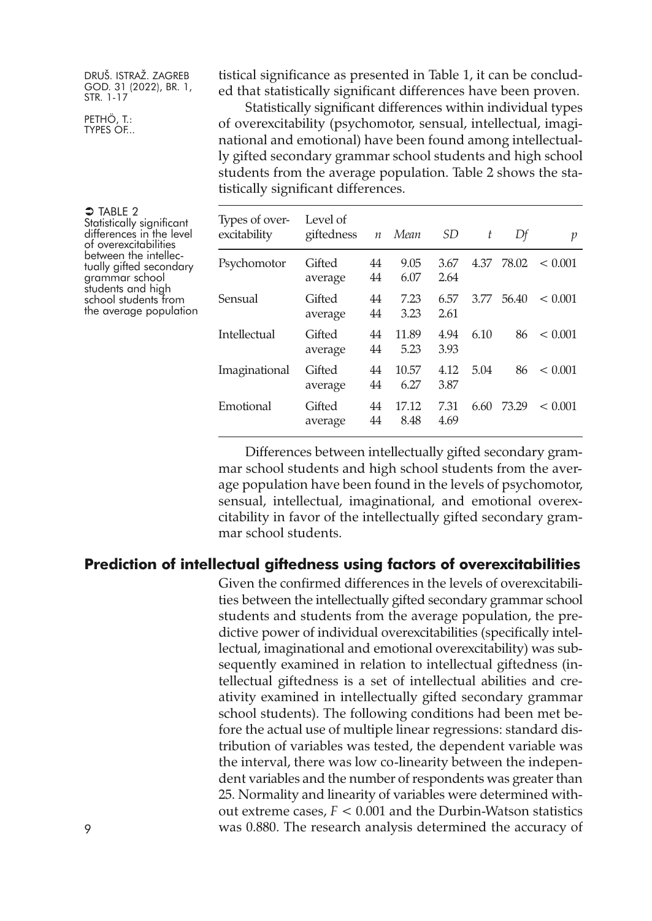tistical significance as presented in Table 1, it can be concluded that statistically significant differences have been proven.

Statistically significant differences within individual types of overexcitability (psychomotor, sensual, intellectual, imaginational and emotional) have been found among intellectually gifted secondary grammar school students and high school students from the average population. Table 2 shows the statistically significant differences.

TABLE 2 Statistically significant differences in the level of overexcitabilities between the intellectually gifted secondary grammar school students and high school students from the average population

| Types of overexcitability | Level of giftedness | $n$ | *Mean* | *SD* | $t$ | *Df* | $p$ |
|---|---|---|---|---|---|---|---|
| Psychomotor | Gifted | 44 | 9.05 | 3.67 | 4.37 | 78.02 | < 0.001 |
| | average | 44 | 6.07 | 2.64 | | | |
| Sensual | Gifted | 44 | 7.23 | 6.57 | 3.77 | 56.40 | < 0.001 |
| | average | 44 | 3.23 | 2.61 | | | |
| Intellectual | Gifted | 44 | 11.89 | 4.94 | 6.10 | 86 | < 0.001 |
| | average | 44 | 5.23 | 3.93 | | | |
| Imaginational | Gifted | 44 | 10.57 | 4.12 | 5.04 | 86 | < 0.001 |
| | average | 44 | 6.27 | 3.87 | | | |
| Emotional | Gifted | 44 | 17.12 | 7.31 | 6.60 | 73.29 | < 0.001 |
| | average | 44 | 8.48 | 4.69 | | | |

Differences between intellectually gifted secondary grammar school students and high school students from the average population have been found in the levels of psychomotor, sensual, intellectual, imaginational, and emotional overexcitability in favor of the intellectually gifted secondary grammar school students.

## Prediction of intellectual giftedness using factors of overexcitabilities

Given the confirmed differences in the levels of overexcitabilities between the intellectually gifted secondary grammar school students and students from the average population, the predictive power of individual overexcitabilities (specifically intellectual, imaginational and emotional overexcitability) was subsequently examined in relation to intellectual giftedness (intellectual giftedness is a set of intellectual abilities and creativity examined in intellectually gifted secondary grammar school students). The following conditions had been met before the actual use of multiple linear regressions: standard distribution of variables was tested, the dependent variable was the interval, there was low co-linearity between the independent variables and the number of respondents was greater than 25. Normality and linearity of variables were determined without extreme cases, $F < 0.001$ and the Durbin-Watson statistics was 0.880. The research analysis determined the accuracy of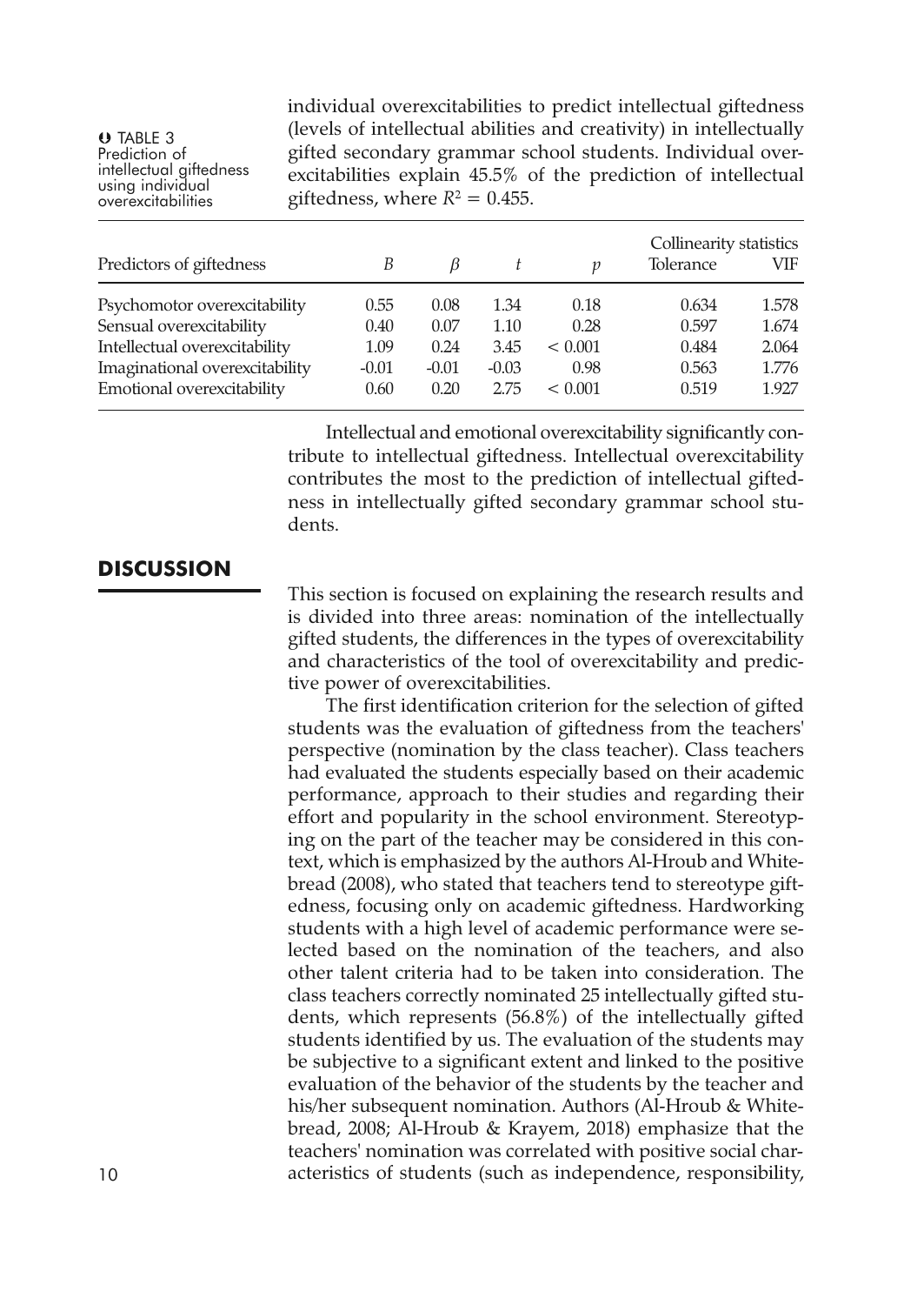individual overexcitabilities to predict intellectual giftedness (levels of intellectual abilities and creativity) in intellectually gifted secondary grammar school students. Individual overexcitabilities explain 45.5% of the prediction of intellectual giftedness, where $R^2 = 0.455$.

TABLE 3
Prediction of intellectual giftedness using individual overexcitabilities

| Predictors of giftedness | *B* | *β* | *t* | *p* | Collinearity statistics Tolerance | VIF |
|---|---|---|---|---|---|---|
| Psychomotor overexcitability | 0.55 | 0.08 | 1.34 | 0.18 | 0.634 | 1.578 |
| Sensual overexcitability | 0.40 | 0.07 | 1.10 | 0.28 | 0.597 | 1.674 |
| Intellectual overexcitability | 1.09 | 0.24 | 3.45 | < 0.001 | 0.484 | 2.064 |
| Imaginational overexcitability | -0.01 | -0.01 | -0.03 | 0.98 | 0.563 | 1.776 |
| Emotional overexcitability | 0.60 | 0.20 | 2.75 | < 0.001 | 0.519 | 1.927 |

Intellectual and emotional overexcitability significantly contribute to intellectual giftedness. Intellectual overexcitability contributes the most to the prediction of intellectual giftedness in intellectually gifted secondary grammar school students.

## DISCUSSION

This section is focused on explaining the research results and is divided into three areas: nomination of the intellectually gifted students, the differences in the types of overexcitability and characteristics of the tool of overexcitability and predictive power of overexcitabilities.

The first identification criterion for the selection of gifted students was the evaluation of giftedness from the teachers' perspective (nomination by the class teacher). Class teachers had evaluated the students especially based on their academic performance, approach to their studies and regarding their effort and popularity in the school environment. Stereotyping on the part of the teacher may be considered in this context, which is emphasized by the authors Al-Hroub and Whitebread (2008), who stated that teachers tend to stereotype giftedness, focusing only on academic giftedness. Hardworking students with a high level of academic performance were selected based on the nomination of the teachers, and also other talent criteria had to be taken into consideration. The class teachers correctly nominated 25 intellectually gifted students, which represents (56.8%) of the intellectually gifted students identified by us. The evaluation of the students may be subjective to a significant extent and linked to the positive evaluation of the behavior of the students by the teacher and his/her subsequent nomination. Authors (Al-Hroub & Whitebread, 2008; Al-Hroub & Krayem, 2018) emphasize that the teachers' nomination was correlated with positive social characteristics of students (such as independence, responsibility,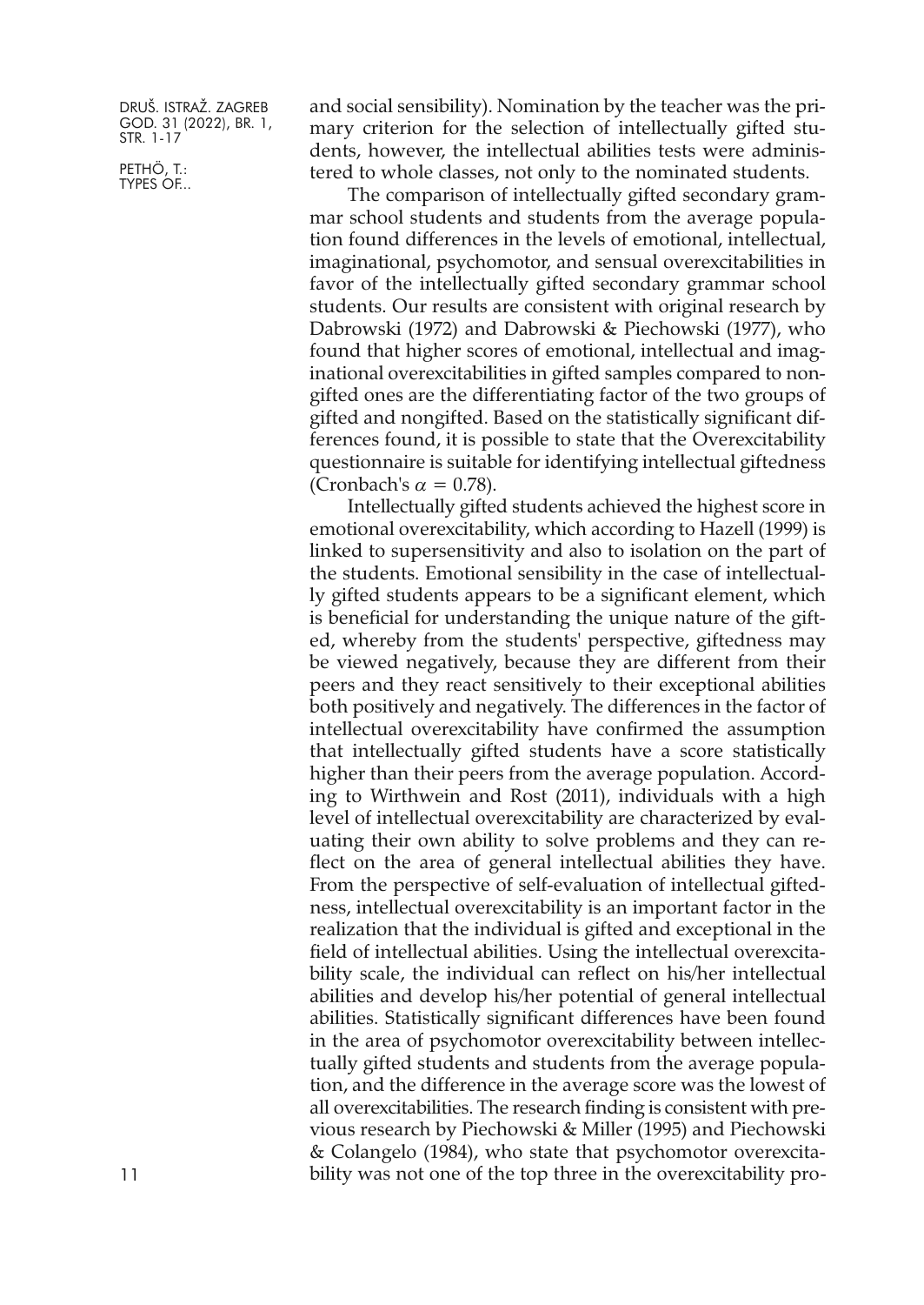and social sensibility). Nomination by the teacher was the primary criterion for the selection of intellectually gifted students, however, the intellectual abilities tests were administered to whole classes, not only to the nominated students.

The comparison of intellectually gifted secondary grammar school students and students from the average population found differences in the levels of emotional, intellectual, imaginational, psychomotor, and sensual overexcitabilities in favor of the intellectually gifted secondary grammar school students. Our results are consistent with original research by Dabrowski (1972) and Dabrowski & Piechowski (1977), who found that higher scores of emotional, intellectual and imaginational overexcitabilities in gifted samples compared to nongifted ones are the differentiating factor of the two groups of gifted and nongifted. Based on the statistically significant differences found, it is possible to state that the Overexcitability questionnaire is suitable for identifying intellectual giftedness (Cronbach's $\alpha = 0.78$).

Intellectually gifted students achieved the highest score in emotional overexcitability, which according to Hazell (1999) is linked to supersensitivity and also to isolation on the part of the students. Emotional sensibility in the case of intellectually gifted students appears to be a significant element, which is beneficial for understanding the unique nature of the gifted, whereby from the students' perspective, giftedness may be viewed negatively, because they are different from their peers and they react sensitively to their exceptional abilities both positively and negatively. The differences in the factor of intellectual overexcitability have confirmed the assumption that intellectually gifted students have a score statistically higher than their peers from the average population. According to Wirthwein and Rost (2011), individuals with a high level of intellectual overexcitability are characterized by evaluating their own ability to solve problems and they can reflect on the area of general intellectual abilities they have. From the perspective of self-evaluation of intellectual giftedness, intellectual overexcitability is an important factor in the realization that the individual is gifted and exceptional in the field of intellectual abilities. Using the intellectual overexcitability scale, the individual can reflect on his/her intellectual abilities and develop his/her potential of general intellectual abilities. Statistically significant differences have been found in the area of psychomotor overexcitability between intellectually gifted students and students from the average population, and the difference in the average score was the lowest of all overexcitabilities. The research finding is consistent with previous research by Piechowski & Miller (1995) and Piechowski & Colangelo (1984), who state that psychomotor overexcitability was not one of the top three in the overexcitability pro-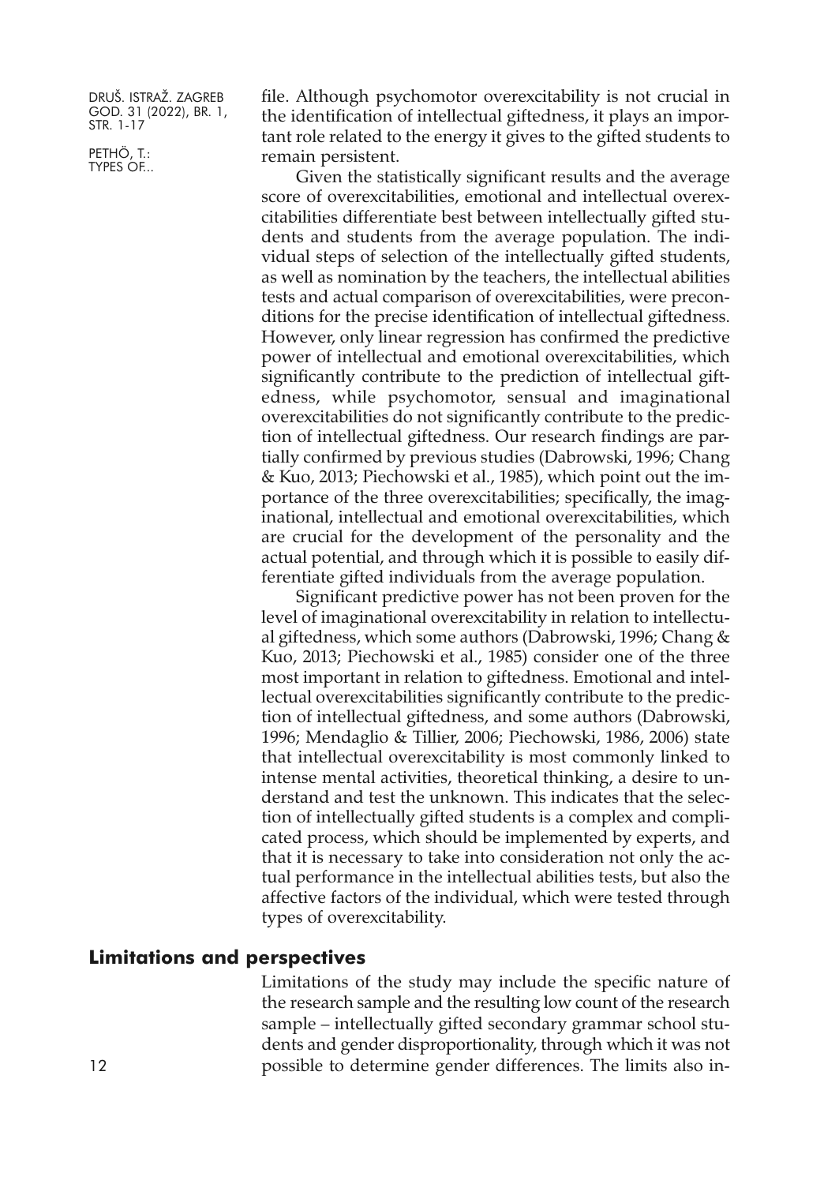file. Although psychomotor overexcitability is not crucial in the identification of intellectual giftedness, it plays an important role related to the energy it gives to the gifted students to remain persistent.

Given the statistically significant results and the average score of overexcitabilities, emotional and intellectual overexcitabilities differentiate best between intellectually gifted students and students from the average population. The individual steps of selection of the intellectually gifted students, as well as nomination by the teachers, the intellectual abilities tests and actual comparison of overexcitabilities, were preconditions for the precise identification of intellectual giftedness. However, only linear regression has confirmed the predictive power of intellectual and emotional overexcitabilities, which significantly contribute to the prediction of intellectual giftedness, while psychomotor, sensual and imaginational overexcitabilities do not significantly contribute to the prediction of intellectual giftedness. Our research findings are partially confirmed by previous studies (Dabrowski, 1996; Chang & Kuo, 2013; Piechowski et al., 1985), which point out the importance of the three overexcitabilities; specifically, the imaginational, intellectual and emotional overexcitabilities, which are crucial for the development of the personality and the actual potential, and through which it is possible to easily differentiate gifted individuals from the average population.

Significant predictive power has not been proven for the level of imaginational overexcitability in relation to intellectual giftedness, which some authors (Dabrowski, 1996; Chang & Kuo, 2013; Piechowski et al., 1985) consider one of the three most important in relation to giftedness. Emotional and intellectual overexcitabilities significantly contribute to the prediction of intellectual giftedness, and some authors (Dabrowski, 1996; Mendaglio & Tillier, 2006; Piechowski, 1986, 2006) state that intellectual overexcitability is most commonly linked to intense mental activities, theoretical thinking, a desire to understand and test the unknown. This indicates that the selection of intellectually gifted students is a complex and complicated process, which should be implemented by experts, and that it is necessary to take into consideration not only the actual performance in the intellectual abilities tests, but also the affective factors of the individual, which were tested through types of overexcitability.

## Limitations and perspectives

Limitations of the study may include the specific nature of the research sample and the resulting low count of the research sample – intellectually gifted secondary grammar school students and gender disproportionality, through which it was not possible to determine gender differences. The limits also in-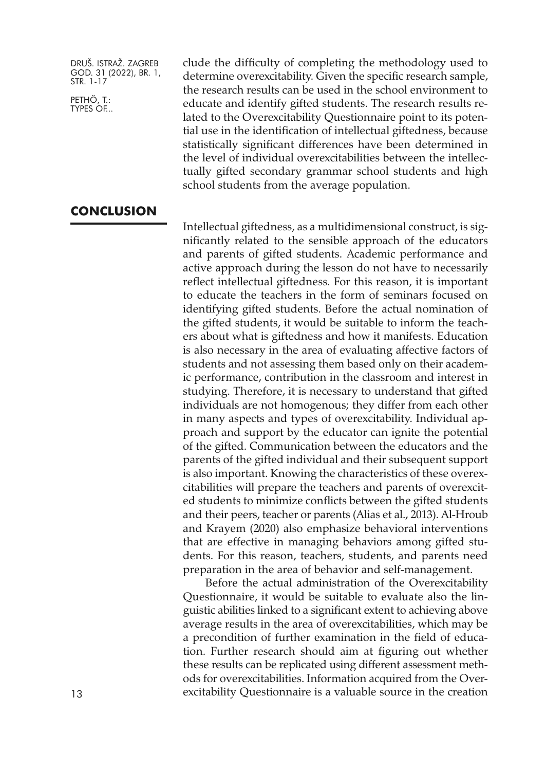clude the difficulty of completing the methodology used to determine overexcitability. Given the specific research sample, the research results can be used in the school environment to educate and identify gifted students. The research results related to the Overexcitability Questionnaire point to its potential use in the identification of intellectual giftedness, because statistically significant differences have been determined in the level of individual overexcitabilities between the intellectually gifted secondary grammar school students and high school students from the average population.

## CONCLUSION

Intellectual giftedness, as a multidimensional construct, is significantly related to the sensible approach of the educators and parents of gifted students. Academic performance and active approach during the lesson do not have to necessarily reflect intellectual giftedness. For this reason, it is important to educate the teachers in the form of seminars focused on identifying gifted students. Before the actual nomination of the gifted students, it would be suitable to inform the teachers about what is giftedness and how it manifests. Education is also necessary in the area of evaluating affective factors of students and not assessing them based only on their academic performance, contribution in the classroom and interest in studying. Therefore, it is necessary to understand that gifted individuals are not homogenous; they differ from each other in many aspects and types of overexcitability. Individual approach and support by the educator can ignite the potential of the gifted. Communication between the educators and the parents of the gifted individual and their subsequent support is also important. Knowing the characteristics of these overexcitabilities will prepare the teachers and parents of overexcited students to minimize conflicts between the gifted students and their peers, teacher or parents (Alias et al., 2013). Al-Hroub and Krayem (2020) also emphasize behavioral interventions that are effective in managing behaviors among gifted students. For this reason, teachers, students, and parents need preparation in the area of behavior and self-management.

Before the actual administration of the Overexcitability Questionnaire, it would be suitable to evaluate also the linguistic abilities linked to a significant extent to achieving above average results in the area of overexcitabilities, which may be a precondition of further examination in the field of education. Further research should aim at figuring out whether these results can be replicated using different assessment methods for overexcitabilities. Information acquired from the Overexcitability Questionnaire is a valuable source in the creation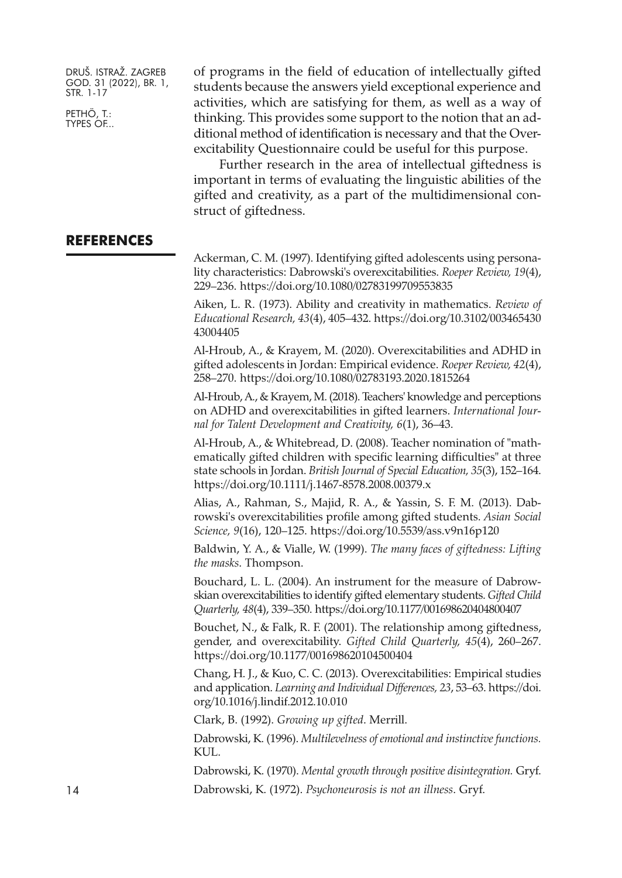of programs in the field of education of intellectually gifted students because the answers yield exceptional experience and activities, which are satisfying for them, as well as a way of thinking. This provides some support to the notion that an additional method of identification is necessary and that the Overexcitability Questionnaire could be useful for this purpose.

Further research in the area of intellectual giftedness is important in terms of evaluating the linguistic abilities of the gifted and creativity, as a part of the multidimensional construct of giftedness.

## REFERENCES

Ackerman, C. M. (1997). Identifying gifted adolescents using personality characteristics: Dabrowski's overexcitabilities. *Roeper Review, 19*(4), 229–236. https://doi.org/10.1080/02783199709553835

Aiken, L. R. (1973). Ability and creativity in mathematics. *Review of Educational Research, 43*(4), 405–432. https://doi.org/10.3102/00346543043004405

Al-Hroub, A., & Krayem, M. (2020). Overexcitabilities and ADHD in gifted adolescents in Jordan: Empirical evidence. *Roeper Review, 42*(4), 258–270. https://doi.org/10.1080/02783193.2020.1815264

Al-Hroub, A., & Krayem, M. (2018). Teachers' knowledge and perceptions on ADHD and overexcitabilities in gifted learners. *International Journal for Talent Development and Creativity, 6*(1), 36–43.

Al-Hroub, A., & Whitebread, D. (2008). Teacher nomination of "mathematically gifted children with specific learning difficulties" at three state schools in Jordan. *British Journal of Special Education, 35*(3), 152–164. https://doi.org/10.1111/j.1467-8578.2008.00379.x

Alias, A., Rahman, S., Majid, R. A., & Yassin, S. F. M. (2013). Dabrowski's overexcitabilities profile among gifted students. *Asian Social Science, 9*(16), 120–125. https://doi.org/10.5539/ass.v9n16p120

Baldwin, Y. A., & Vialle, W. (1999). *The many faces of giftedness: Lifting the masks*. Thompson.

Bouchard, L. L. (2004). An instrument for the measure of Dabrowskian overexcitabilities to identify gifted elementary students. *Gifted Child Quarterly, 48*(4), 339–350. https://doi.org/10.1177/001698620404800407

Bouchet, N., & Falk, R. F. (2001). The relationship among giftedness, gender, and overexcitability. *Gifted Child Quarterly, 45*(4), 260–267. https://doi.org/10.1177/001698620104500404

Chang, H. J., & Kuo, C. C. (2013). Overexcitabilities: Empirical studies and application. *Learning and Individual Differences, 23*, 53–63. https://doi.org/10.1016/j.lindif.2012.10.010

Clark, B. (1992). *Growing up gifted*. Merrill.

Dabrowski, K. (1996). *Multilevelness of emotional and instinctive functions.* KUL.

Dabrowski, K. (1970). *Mental growth through positive disintegration.* Gryf.

Dabrowski, K. (1972). *Psychoneurosis is not an illness*. Gryf.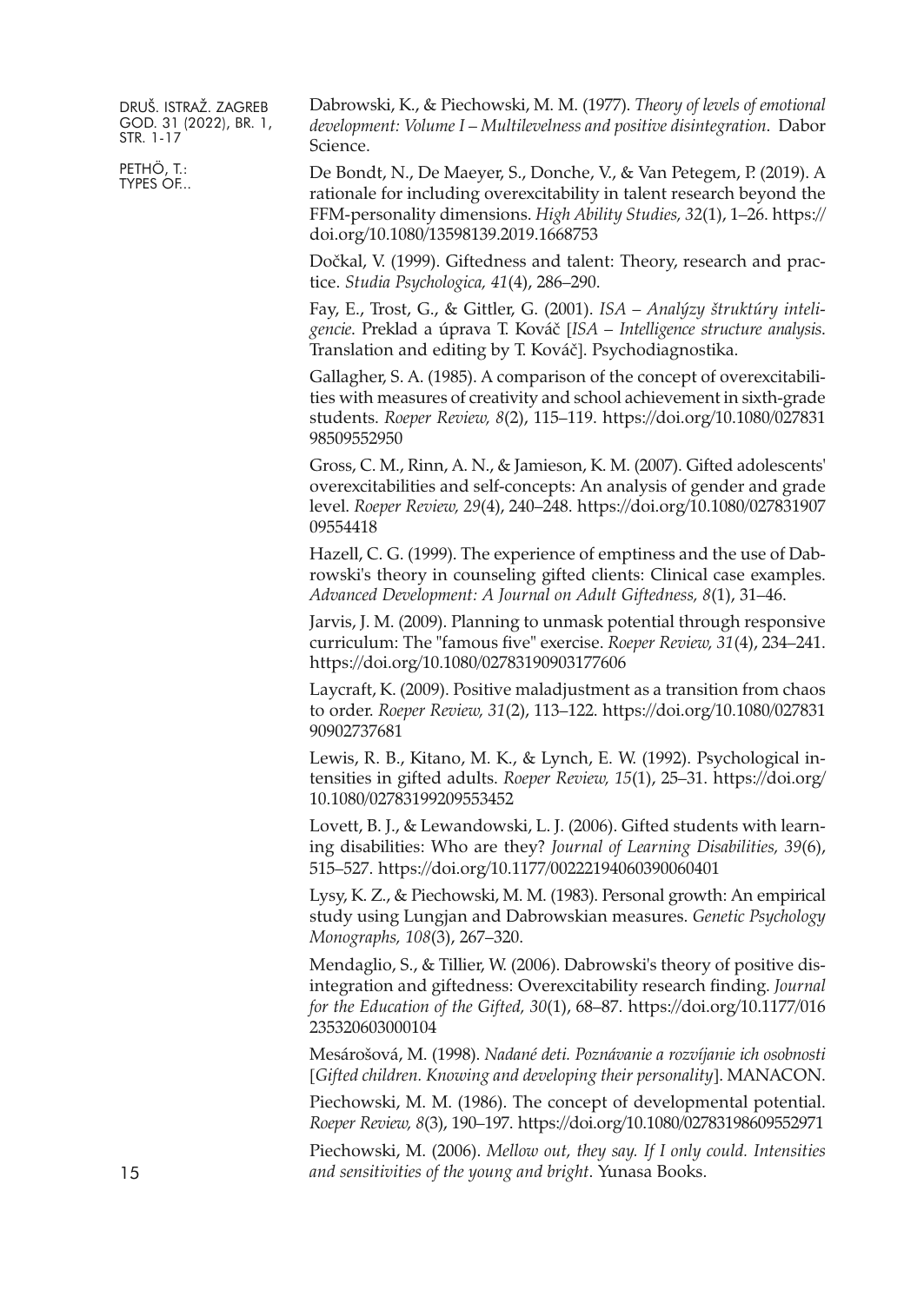Dabrowski, K., & Piechowski, M. M. (1977). *Theory of levels of emotional development: Volume I – Multilevelness and positive disintegration*. Dabor Science.

De Bondt, N., De Maeyer, S., Donche, V., & Van Petegem, P. (2019). A rationale for including overexcitability in talent research beyond the FFM-personality dimensions. *High Ability Studies, 32*(1), 1–26. https://doi.org/10.1080/13598139.2019.1668753

Dočkal, V. (1999). Giftedness and talent: Theory, research and practice. *Studia Psychologica, 41*(4), 286–290.

Fay, E., Trost, G., & Gittler, G. (2001). *ISA – Analýzy štruktúry inteligencie*. Preklad a úprava T. Kováč [*ISA – Intelligence structure analysis*. Translation and editing by T. Kováč]. Psychodiagnostika.

Gallagher, S. A. (1985). A comparison of the concept of overexcitabilities with measures of creativity and school achievement in sixth-grade students. *Roeper Review, 8*(2), 115–119. https://doi.org/10.1080/02783198509552950

Gross, C. M., Rinn, A. N., & Jamieson, K. M. (2007). Gifted adolescents' overexcitabilities and self-concepts: An analysis of gender and grade level. *Roeper Review, 29*(4), 240–248. https://doi.org/10.1080/02783190709554418

Hazell, C. G. (1999). The experience of emptiness and the use of Dabrowski's theory in counseling gifted clients: Clinical case examples. *Advanced Development: A Journal on Adult Giftedness, 8*(1), 31–46.

Jarvis, J. M. (2009). Planning to unmask potential through responsive curriculum: The "famous five" exercise. *Roeper Review, 31*(4), 234–241. https://doi.org/10.1080/02783190903177606

Laycraft, K. (2009). Positive maladjustment as a transition from chaos to order. *Roeper Review, 31*(2), 113–122. https://doi.org/10.1080/02783190902737681

Lewis, R. B., Kitano, M. K., & Lynch, E. W. (1992). Psychological intensities in gifted adults. *Roeper Review, 15*(1), 25–31. https://doi.org/10.1080/02783199209553452

Lovett, B. J., & Lewandowski, L. J. (2006). Gifted students with learning disabilities: Who are they? *Journal of Learning Disabilities, 39*(6), 515–527. https://doi.org/10.1177/00222194060390060401

Lysy, K. Z., & Piechowski, M. M. (1983). Personal growth: An empirical study using Lungjan and Dabrowskian measures. *Genetic Psychology Monographs, 108*(3), 267–320.

Mendaglio, S., & Tillier, W. (2006). Dabrowski's theory of positive disintegration and giftedness: Overexcitability research finding. *Journal for the Education of the Gifted, 30*(1), 68–87. https://doi.org/10.1177/016235320603000104

Mesárošová, M. (1998). *Nadané deti. Poznávanie a rozvíjanie ich osobnosti* [*Gifted children. Knowing and developing their personality*]. MANACON.

Piechowski, M. M. (1986). The concept of developmental potential. *Roeper Review, 8*(3), 190–197. https://doi.org/10.1080/02783198609552971

Piechowski, M. (2006). *Mellow out, they say. If I only could. Intensities and sensitivities of the young and bright*. Yunasa Books.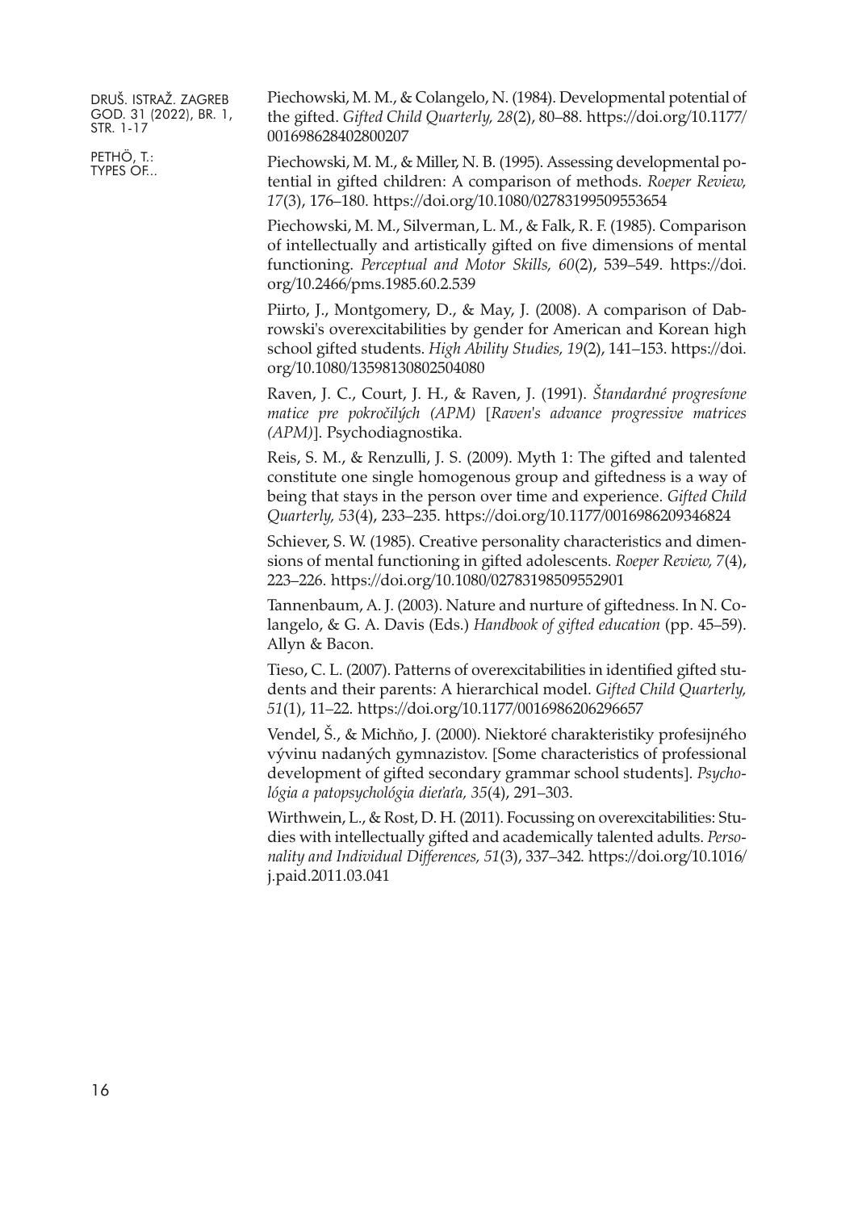Piechowski, M. M., & Colangelo, N. (1984). Developmental potential of the gifted. *Gifted Child Quarterly, 28*(2), 80–88. https://doi.org/10.1177/001698628402800207

Piechowski, M. M., & Miller, N. B. (1995). Assessing developmental potential in gifted children: A comparison of methods. *Roeper Review, 17*(3), 176–180. https://doi.org/10.1080/02783199509553654

Piechowski, M. M., Silverman, L. M., & Falk, R. F. (1985). Comparison of intellectually and artistically gifted on five dimensions of mental functioning. *Perceptual and Motor Skills, 60*(2), 539–549. https://doi.org/10.2466/pms.1985.60.2.539

Piirto, J., Montgomery, D., & May, J. (2008). A comparison of Dabrowski's overexcitabilities by gender for American and Korean high school gifted students. *High Ability Studies, 19*(2), 141–153. https://doi.org/10.1080/13598130802504080

Raven, J. C., Court, J. H., & Raven, J. (1991). *Štandardné progresívne matice pre pokročilých (APM)* [*Raven's advance progressive matrices (APM)*]. Psychodiagnostika.

Reis, S. M., & Renzulli, J. S. (2009). Myth 1: The gifted and talented constitute one single homogenous group and giftedness is a way of being that stays in the person over time and experience. *Gifted Child Quarterly, 53*(4), 233–235. https://doi.org/10.1177/0016986209346824

Schiever, S. W. (1985). Creative personality characteristics and dimensions of mental functioning in gifted adolescents. *Roeper Review, 7*(4), 223–226. https://doi.org/10.1080/02783198509552901

Tannenbaum, A. J. (2003). Nature and nurture of giftedness. In N. Colangelo, & G. A. Davis (Eds.) *Handbook of gifted education* (pp. 45–59). Allyn & Bacon.

Tieso, C. L. (2007). Patterns of overexcitabilities in identified gifted students and their parents: A hierarchical model. *Gifted Child Quarterly, 51*(1), 11–22. https://doi.org/10.1177/0016986206296657

Vendel, Š., & Michňo, J. (2000). Niektoré charakteristiky profesijného vývinu nadaných gymnazistov. [Some characteristics of professional development of gifted secondary grammar school students]. *Psychológia a patopsychológia dieťaťa, 35*(4), 291–303.

Wirthwein, L., & Rost, D. H. (2011). Focussing on overexcitabilities: Studies with intellectually gifted and academically talented adults. *Personality and Individual Differences, 51*(3), 337–342. https://doi.org/10.1016/j.paid.2011.03.041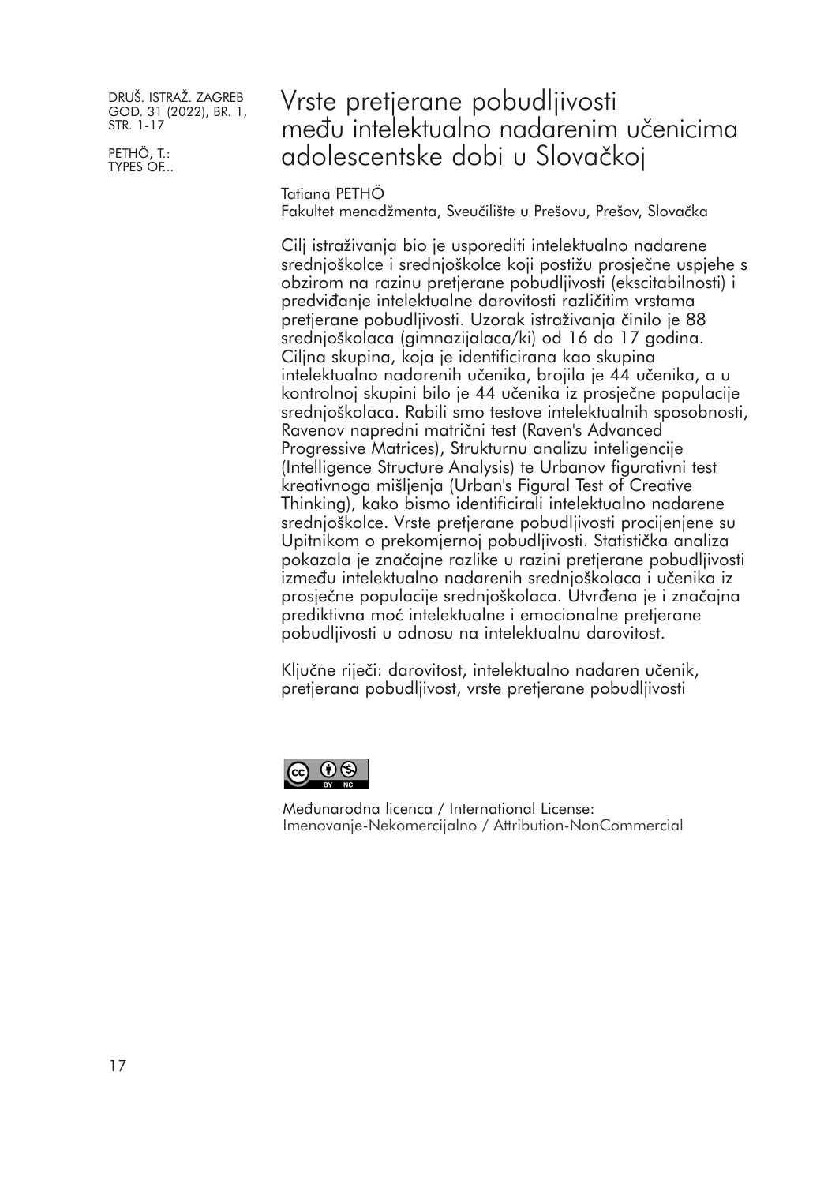# Vrste pretjerane pobudljivosti među intelektualno nadarenim učenicima adolescentske dobi u Slovačkoj

Tatiana PETHÖ
Fakultet menadžmenta, Sveučilište u Prešovu, Prešov, Slovačka

Cilj istraživanja bio je usporediti intelektualno nadarene srednjoškolce i srednjoškolce koji postižu prosječne uspjehe s obzirom na razinu pretjerane pobudljivosti (ekscitabilnosti) i predviđanje intelektualne darovitosti različitim vrstama pretjerane pobudljivosti. Uzorak istraživanja činilo je 88 srednjoškolaca (gimnazijalaca/ki) od 16 do 17 godina. Ciljna skupina, koja je identificirana kao skupina intelektualno nadarenih učenika, brojila je 44 učenika, a u kontrolnoj skupini bilo je 44 učenika iz prosječne populacije srednjoškolaca. Rabili smo testove intelektualnih sposobnosti, Ravenov napredni matrični test (Raven's Advanced Progressive Matrices), Strukturnu analizu inteligencije (Intelligence Structure Analysis) te Urbanov figurativni test kreativnoga mišljenja (Urban's Figural Test of Creative Thinking), kako bismo identificirali intelektualno nadarene srednjoškolce. Vrste pretjerane pobudljivosti procijenjene su Upitnikom o prekomjernoj pobudljivosti. Statistička analiza pokazala je značajne razlike u razini pretjerane pobudljivosti između intelektualno nadarenih srednjoškolaca i učenika iz prosječne populacije srednjoškolaca. Utvrđena je i značajna prediktivna moć intelektualne i emocionalne pretjerane pobudljivosti u odnosu na intelektualnu darovitost.

Ključne riječi: darovitost, intelektualno nadaren učenik, pretjerana pobudljivost, vrste pretjerane pobudljivosti

Međunarodna licenca / International License:
Imenovanje-Nekomercijalno / Attribution-NonCommercial